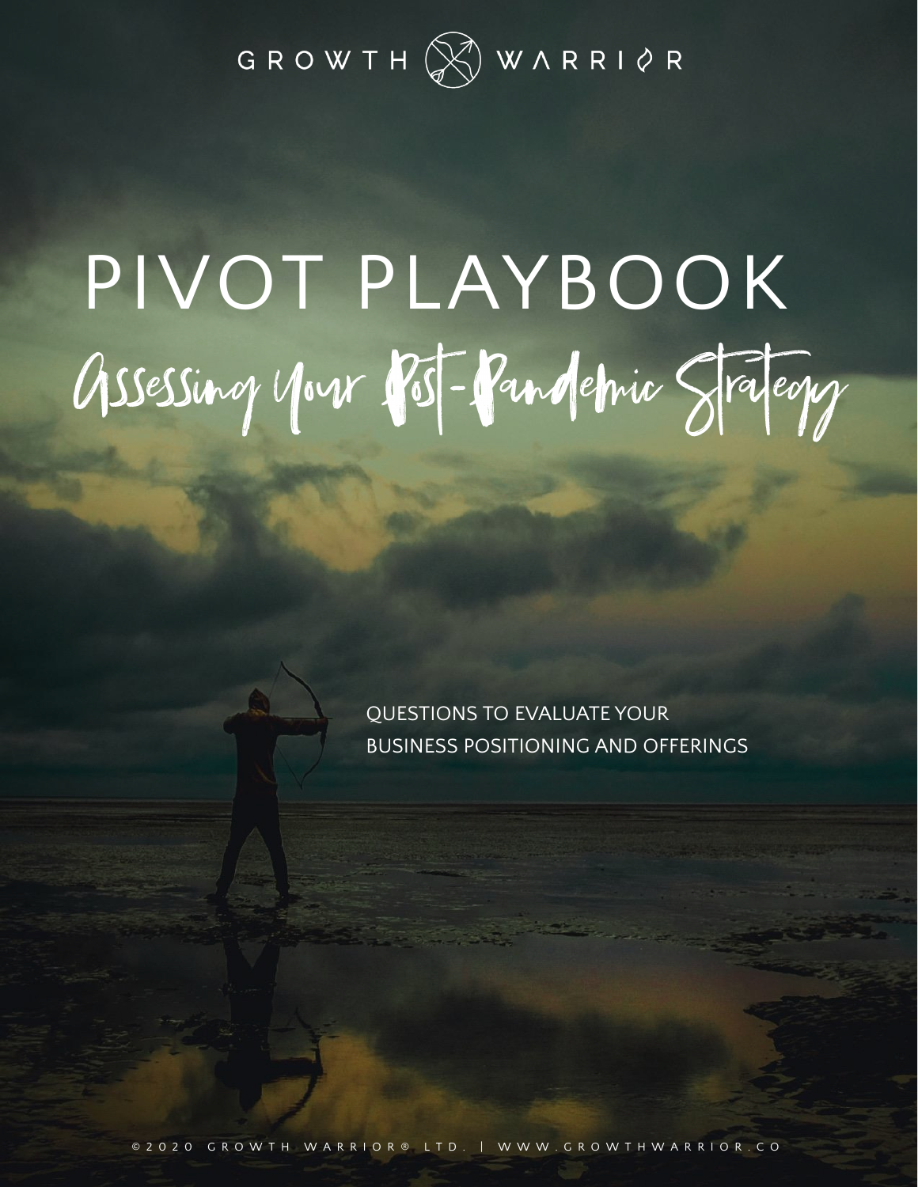GROWTH WARRIOR

# PIVOT PLAYBOOK

## Assessing Your Post-Pandemic Strategy

QUESTIONS TO EVALUATE YOUR BUSINESS POSITIONING AND OFFERINGS

©2020 GROWTH WARRIOR® LTD. | WWW.GROWTHWARRIOR.CO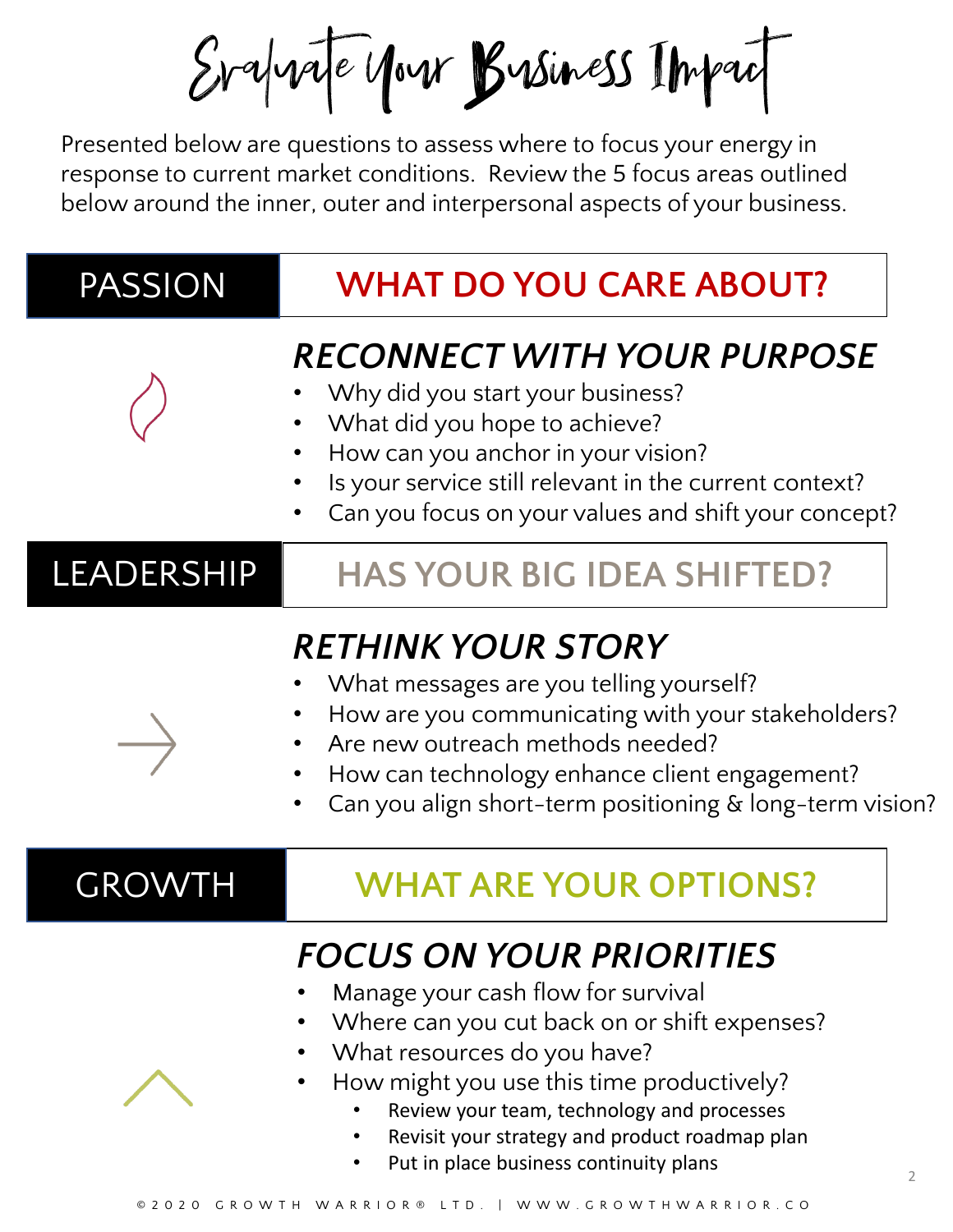# Evaluate Your Business Impact

Presented below are questions to assess where to focus your energy in response to current market conditions. Review the 5 focus areas outlined below around the inner, outer and interpersonal aspects of your business.

## PASSION — WHAT DO YOU CARE ABOUT?

### *RECONNECT WITH YOUR PURPOSE*

- Why did you start your business?
- What did you hope to achieve?
- How can you anchor in your vision?
- Is your service still relevant in the current context?
- Can you focus on your values and shift your concept?

## LEADERSHIP — HAS YOUR BIG IDEA SHIFTED?

### *RETHINK YOUR STORY*

- What messages are you telling yourself?
- How are you communicating with your stakeholders?
- Are new outreach methods needed?
- How can technology enhance client engagement?
- Can you align short-term positioning & long-term vision?

## GROWTH — WHAT ARE YOUR OPTIONS?

### *FOCUS ON YOUR PRIORITIES*

- Manage your cash flow for survival
- Where can you cut back on or shift expenses?
- What resources do you have?
- How might you use this time productively?
  - Review your team, technology and processes
  - Revisit your strategy and product roadmap plan
  - Put in place business continuity plans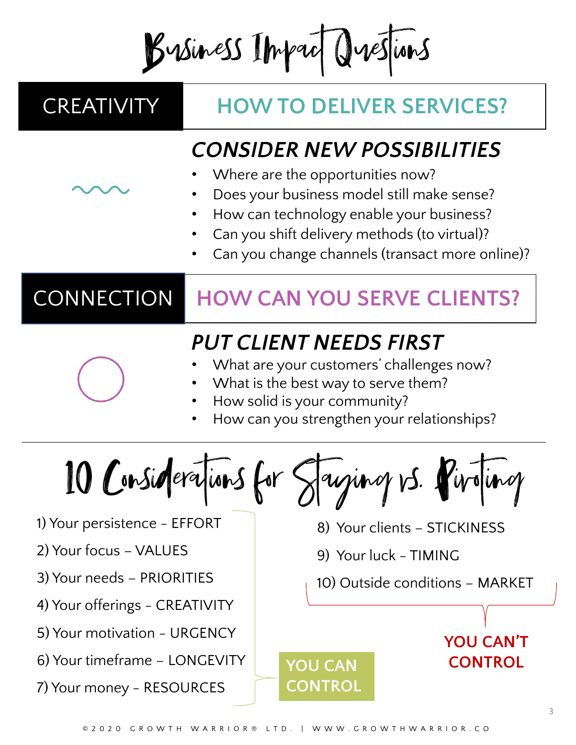# Business Impact Questions

## CREATIVITY — HOW TO DELIVER SERVICES?

### *CONSIDER NEW POSSIBILITIES*

- Where are the opportunities now?
- Does your business model still make sense?
- How can technology enable your business?
- Can you shift delivery methods (to virtual)?
- Can you change channels (transact more online)?

## CONNECTION — HOW CAN YOU SERVE CLIENTS?

### *PUT CLIENT NEEDS FIRST*

- What are your customers' challenges now?
- What is the best way to serve them?
- How solid is your community?
- How can you strengthen your relationships?

---

# 10 Considerations for Staying vs. Pivoting

**YOU CAN CONTROL**

1) Your persistence - EFFORT
2) Your focus – VALUES
3) Your needs – PRIORITIES
4) Your offerings - CREATIVITY
5) Your motivation - URGENCY
6) Your timeframe – LONGEVITY
7) Your money - RESOURCES

**YOU CAN'T CONTROL**

8) Your clients – STICKINESS
9) Your luck - TIMING
10) Outside conditions – MARKET

© 2020 GROWTH WARRIOR® LTD. | WWW.GROWTHWARRIOR.CO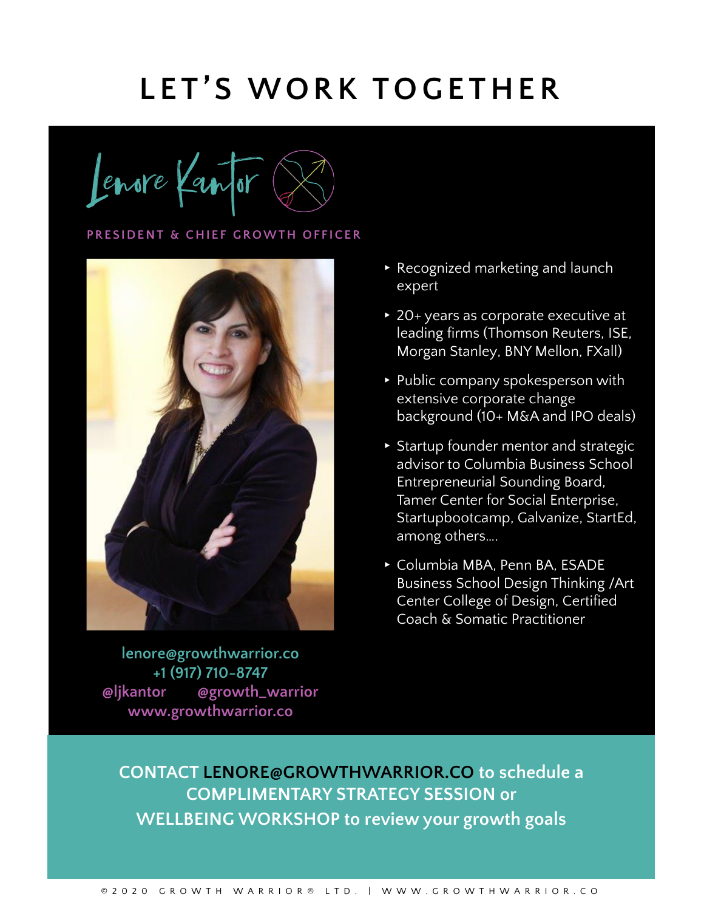# LET'S WORK TOGETHER

## Lenore Kantor

**PRESIDENT & CHIEF GROWTH OFFICER**

- Recognized marketing and launch expert
- 20+ years as corporate executive at leading firms (Thomson Reuters, ISE, Morgan Stanley, BNY Mellon, FXall)
- Public company spokesperson with extensive corporate change background (10+ M&A and IPO deals)
- Startup founder mentor and strategic advisor to Columbia Business School Entrepreneurial Sounding Board, Tamer Center for Social Enterprise, Startupbootcamp, Galvanize, StartEd, among others....
- Columbia MBA, Penn BA, ESADE Business School Design Thinking /Art Center College of Design, Certified Coach & Somatic Practitioner

lenore@growthwarrior.co
+1 (917) 710-8747
@ljkantor @growth_warrior
www.growthwarrior.co

**CONTACT LENORE@GROWTHWARRIOR.CO to schedule a COMPLIMENTARY STRATEGY SESSION or WELLBEING WORKSHOP to review your growth goals**

©2020 GROWTH WARRIOR® LTD. | WWW.GROWTHWARRIOR.CO